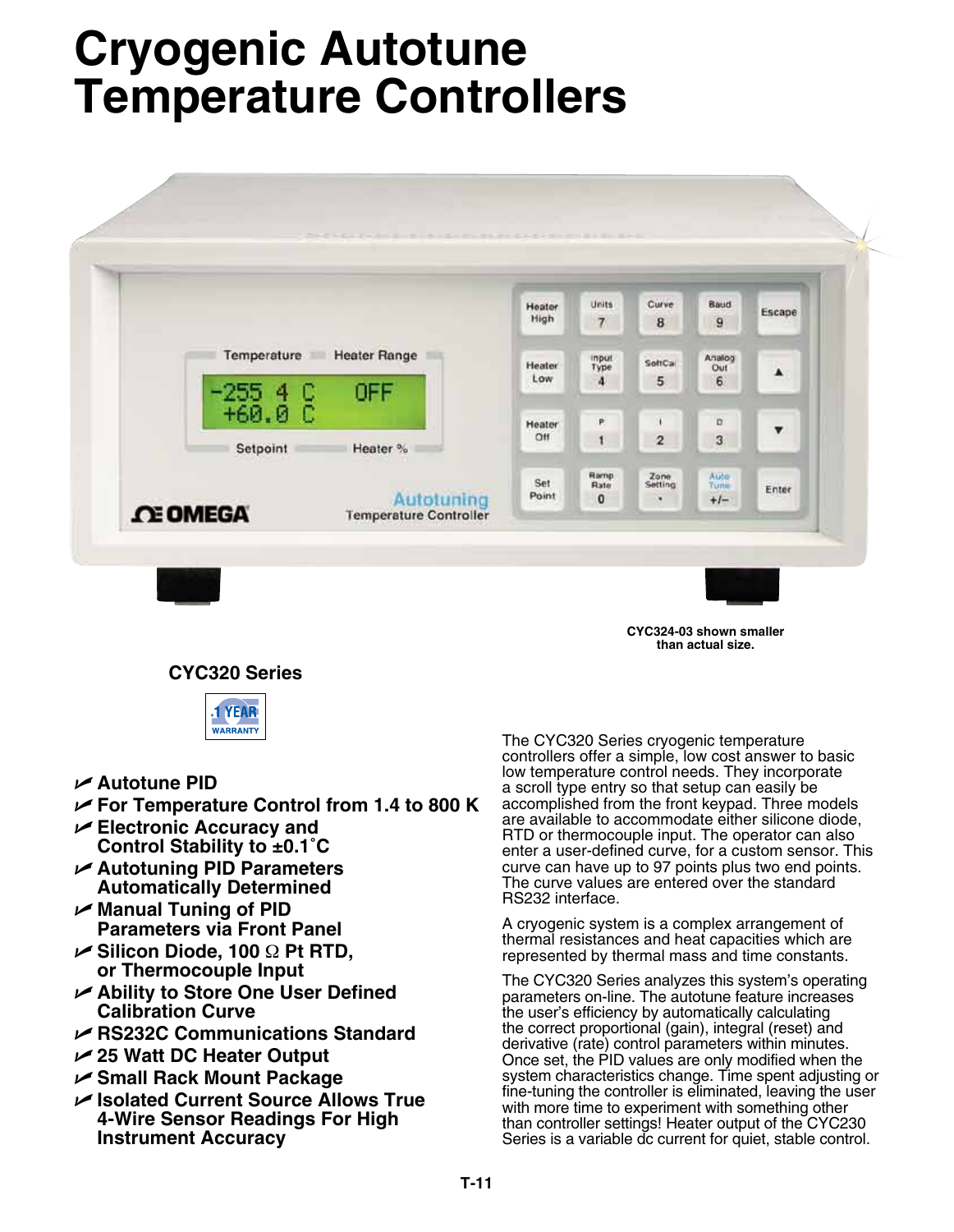# Cryogenic Autotune Temperature Controllers

CYC324-03 shown smaller than actual size.

**CYC320 Series**

1 YEAR WARRANTY

- **Autotune PID**
- **For Temperature Control from 1.4 to 800 K**
- **Electronic Accuracy and Control Stability to ±0.1°C**
- **Autotuning PID Parameters Automatically Determined**
- **Manual Tuning of PID Parameters via Front Panel**
- **Silicon Diode, 100 Ω Pt RTD, or Thermocouple Input**
- **Ability to Store One User Defined Calibration Curve**
- **RS232C Communications Standard**
- **25 Watt DC Heater Output**
- **Small Rack Mount Package**
- **Isolated Current Source Allows True 4-Wire Sensor Readings For High Instrument Accuracy**

The CYC320 Series cryogenic temperature controllers offer a simple, low cost answer to basic low temperature control needs. They incorporate a scroll type entry so that setup can easily be accomplished from the front keypad. Three models are available to accommodate either silicone diode, RTD or thermocouple input. The operator can also enter a user-defined curve, for a custom sensor. This curve can have up to 97 points plus two end points. The curve values are entered over the standard RS232 interface.

A cryogenic system is a complex arrangement of thermal resistances and heat capacities which are represented by thermal mass and time constants.

The CYC320 Series analyzes this system's operating parameters on-line. The autotune feature increases the user's efficiency by automatically calculating the correct proportional (gain), integral (reset) and derivative (rate) control parameters within minutes. Once set, the PID values are only modified when the system characteristics change. Time spent adjusting or fine-tuning the controller is eliminated, leaving the user with more time to experiment with something other than controller settings! Heater output of the CYC230 Series is a variable dc current for quiet, stable control.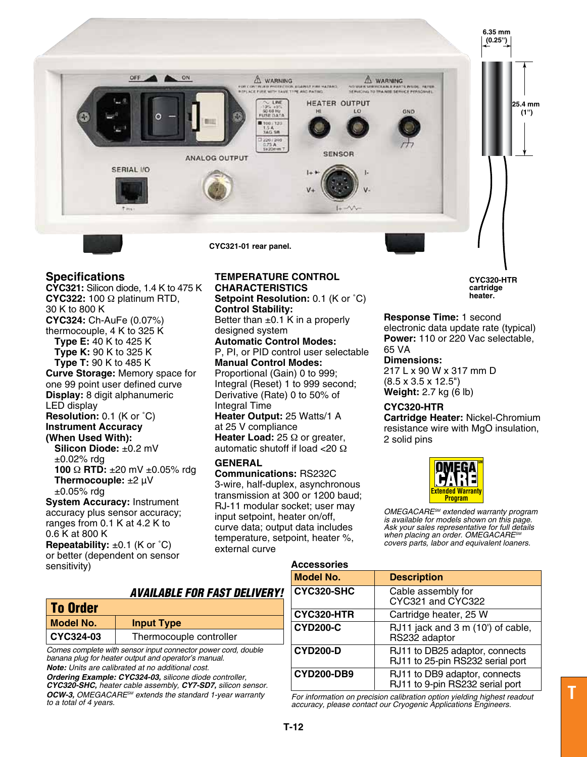CYC321-01 rear panel.

6.35 mm (0.25")

25.4 mm (1")

CYC320-HTR cartridge heater.

## Specifications

**CYC321:** Silicon diode, 1.4 K to 475 K
**CYC322:** 100 Ω platinum RTD, 30 K to 800 K
**CYC324:** Ch-AuFe (0.07%) thermocouple, 4 K to 325 K
- **Type E:** 40 K to 425 K
- **Type K:** 90 K to 325 K
- **Type T:** 90 K to 485 K

**Curve Storage:** Memory space for one 99 point user defined curve
**Display:** 8 digit alphanumeric LED display
**Resolution:** 0.1 (K or ˚C)
**Instrument Accuracy (When Used With):**
- **Silicon Diode:** ±0.2 mV ±0.02% rdg
- **100 Ω RTD:** ±20 mV ±0.05% rdg
- **Thermocouple:** ±2 µV ±0.05% rdg

**System Accuracy:** Instrument accuracy plus sensor accuracy; ranges from 0.1 K at 4.2 K to 0.6 K at 800 K
**Repeatability:** ±0.1 (K or ˚C) or better (dependent on sensor sensitivity)

### TEMPERATURE CONTROL CHARACTERISTICS

**Setpoint Resolution:** 0.1 (K or ˚C)
**Control Stability:** Better than ±0.1 K in a properly designed system
**Automatic Control Modes:** P, PI, or PID control user selectable
**Manual Control Modes:** Proportional (Gain) 0 to 999; Integral (Reset) 1 to 999 second; Derivative (Rate) 0 to 50% of Integral Time
**Heater Output:** 25 Watts/1 A at 25 V compliance
**Heater Load:** 25 Ω or greater, automatic shutoff if load <20 Ω

### GENERAL

**Communications:** RS232C 3-wire, half-duplex, asynchronous transmission at 300 or 1200 baud; RJ-11 modular socket; user may input setpoint, heater on/off, curve data; output data includes temperature, setpoint, heater %, external curve
**Response Time:** 1 second electronic data update rate (typical)
**Power:** 110 or 220 Vac selectable, 65 VA
**Dimensions:** 217 L x 90 W x 317 mm D (8.5 x 3.5 x 12.5")
**Weight:** 2.7 kg (6 lb)

### CYC320-HTR

**Cartridge Heater:** Nickel-Chromium resistance wire with MgO insulation, 2 solid pins

OMEGACARE Extended Warranty Program

*OMEGACARE℠ extended warranty program is available for models shown on this page. Ask your sales representative for full details when placing an order. OMEGACARE℠ covers parts, labor and equivalent loaners.*

***AVAILABLE FOR FAST DELIVERY!***

**To Order**

| Model No. | Input Type |
|---|---|
| CYC324-03 | Thermocouple controller |

*Comes complete with sensor input connector power cord, double banana plug for heater output and operator's manual.*
***Note:** Units are calibrated at no additional cost.*
***Ordering Example: CYC324-03,** silicone diode controller, **CYC320-SHC,** heater cable assembly, **CY7-SD7,** silicon sensor. **OCW-3,** OMEGACARE℠ extends the standard 1-year warranty to a total of 4 years.*

**Accessories**

| Model No. | Description |
|---|---|
| CYC320-SHC | Cable assembly for CYC321 and CYC322 |
| CYC320-HTR | Cartridge heater, 25 W |
| CYD200-C | RJ11 jack and 3 m (10') of cable, RS232 adaptor |
| CYD200-D | RJ11 to DB25 adaptor, connects RJ11 to 25-pin RS232 serial port |
| CYD200-DB9 | RJ11 to DB9 adaptor, connects RJ11 to 9-pin RS232 serial port |

*For information on precision calibration option yielding highest readout accuracy, please contact our Cryogenic Applications Engineers.*